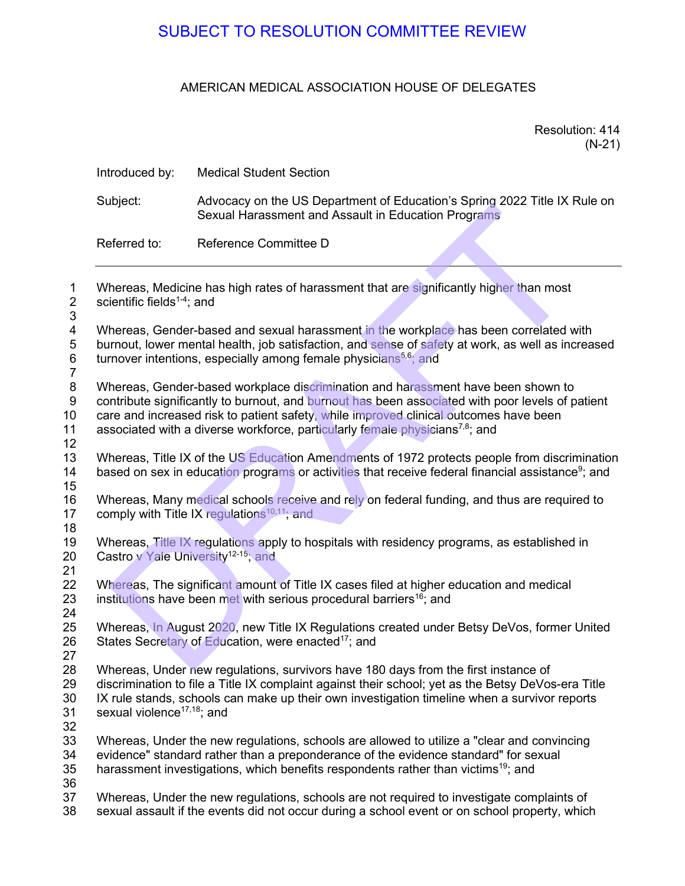SUBJECT TO RESOLUTION COMMITTEE REVIEW

AMERICAN MEDICAL ASSOCIATION HOUSE OF DELEGATES

Resolution: 414
(N-21)

Introduced by: Medical Student Section

Subject: Advocacy on the US Department of Education's Spring 2022 Title IX Rule on Sexual Harassment and Assault in Education Programs

Referred to: Reference Committee D

---

Whereas, Medicine has high rates of harassment that are significantly higher than most scientific fields[1-4]; and

Whereas, Gender-based and sexual harassment in the workplace has been correlated with burnout, lower mental health, job satisfaction, and sense of safety at work, as well as increased turnover intentions, especially among female physicians[5,6]; and

Whereas, Gender-based workplace discrimination and harassment have been shown to contribute significantly to burnout, and burnout has been associated with poor levels of patient care and increased risk to patient safety, while improved clinical outcomes have been associated with a diverse workforce, particularly female physicians[7,8]; and

Whereas, Title IX of the US Education Amendments of 1972 protects people from discrimination based on sex in education programs or activities that receive federal financial assistance[9]; and

Whereas, Many medical schools receive and rely on federal funding, and thus are required to comply with Title IX regulations[10,11]; and

Whereas, Title IX regulations apply to hospitals with residency programs, as established in Castro v Yale University[12-15]; and

Whereas, The significant amount of Title IX cases filed at higher education and medical institutions have been met with serious procedural barriers[16]; and

Whereas, In August 2020, new Title IX Regulations created under Betsy DeVos, former United States Secretary of Education, were enacted[17]; and

Whereas, Under new regulations, survivors have 180 days from the first instance of discrimination to file a Title IX complaint against their school; yet as the Betsy DeVos-era Title IX rule stands, schools can make up their own investigation timeline when a survivor reports sexual violence[17,18]; and

Whereas, Under the new regulations, schools are allowed to utilize a "clear and convincing evidence" standard rather than a preponderance of the evidence standard" for sexual harassment investigations, which benefits respondents rather than victims[19]; and

Whereas, Under the new regulations, schools are not required to investigate complaints of sexual assault if the events did not occur during a school event or on school property, which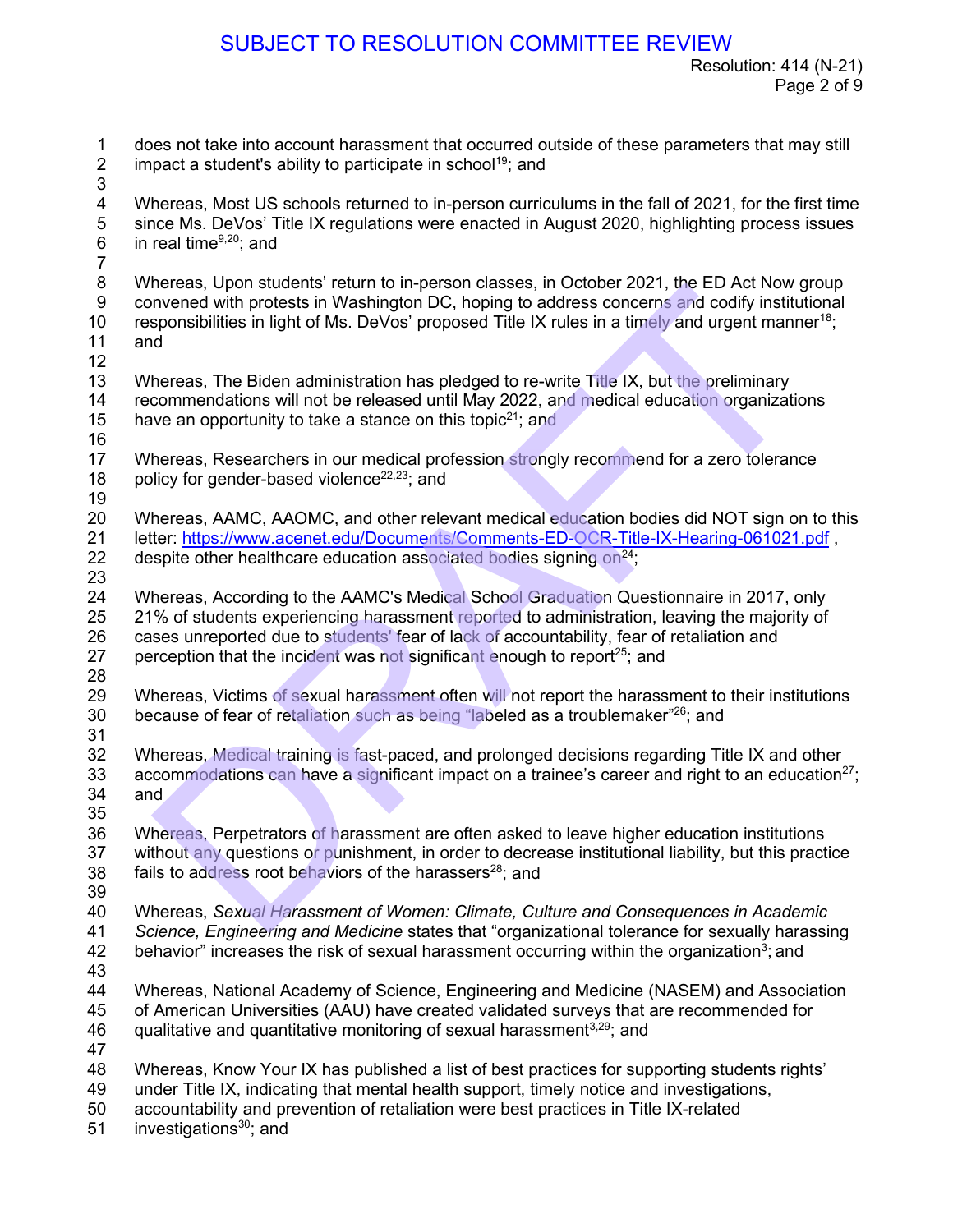does not take into account harassment that occurred outside of these parameters that may still impact a student's ability to participate in school[19]; and

Whereas, Most US schools returned to in-person curriculums in the fall of 2021, for the first time since Ms. DeVos' Title IX regulations were enacted in August 2020, highlighting process issues in real time[9,20]; and

Whereas, Upon students' return to in-person classes, in October 2021, the ED Act Now group convened with protests in Washington DC, hoping to address concerns and codify institutional responsibilities in light of Ms. DeVos' proposed Title IX rules in a timely and urgent manner[18]; and

Whereas, The Biden administration has pledged to re-write Title IX, but the preliminary recommendations will not be released until May 2022, and medical education organizations have an opportunity to take a stance on this topic[21]; and

Whereas, Researchers in our medical profession strongly recommend for a zero tolerance policy for gender-based violence[22,23]; and

Whereas, AAMC, AAOMC, and other relevant medical education bodies did NOT sign on to this letter: https://www.acenet.edu/Documents/Comments-ED-OCR-Title-IX-Hearing-061021.pdf , despite other healthcare education associated bodies signing on[24];

Whereas, According to the AAMC's Medical School Graduation Questionnaire in 2017, only 21% of students experiencing harassment reported to administration, leaving the majority of cases unreported due to students' fear of lack of accountability, fear of retaliation and perception that the incident was not significant enough to report[25]; and

Whereas, Victims of sexual harassment often will not report the harassment to their institutions because of fear of retaliation such as being "labeled as a troublemaker"[26]; and

Whereas, Medical training is fast-paced, and prolonged decisions regarding Title IX and other accommodations can have a significant impact on a trainee's career and right to an education[27]; and

Whereas, Perpetrators of harassment are often asked to leave higher education institutions without any questions or punishment, in order to decrease institutional liability, but this practice fails to address root behaviors of the harassers[28]; and

Whereas, *Sexual Harassment of Women: Climate, Culture and Consequences in Academic Science, Engineering and Medicine* states that "organizational tolerance for sexually harassing behavior" increases the risk of sexual harassment occurring within the organization[3]; and

Whereas, National Academy of Science, Engineering and Medicine (NASEM) and Association of American Universities (AAU) have created validated surveys that are recommended for qualitative and quantitative monitoring of sexual harassment[3,29]; and

Whereas, Know Your IX has published a list of best practices for supporting students rights' under Title IX, indicating that mental health support, timely notice and investigations, accountability and prevention of retaliation were best practices in Title IX-related investigations[30]; and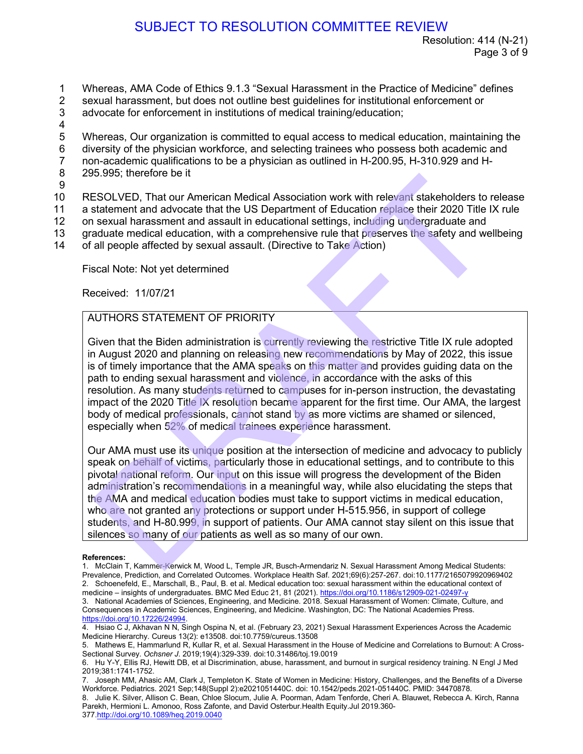Whereas, AMA Code of Ethics 9.1.3 "Sexual Harassment in the Practice of Medicine" defines sexual harassment, but does not outline best guidelines for institutional enforcement or advocate for enforcement in institutions of medical training/education;

Whereas, Our organization is committed to equal access to medical education, maintaining the diversity of the physician workforce, and selecting trainees who possess both academic and non-academic qualifications to be a physician as outlined in H-200.95, H-310.929 and H-295.995; therefore be it

RESOLVED, That our American Medical Association work with relevant stakeholders to release a statement and advocate that the US Department of Education replace their 2020 Title IX rule on sexual harassment and assault in educational settings, including undergraduate and graduate medical education, with a comprehensive rule that preserves the safety and wellbeing of all people affected by sexual assault. (Directive to Take Action)

Fiscal Note: Not yet determined

Received: 11/07/21

**AUTHORS STATEMENT OF PRIORITY**

Given that the Biden administration is currently reviewing the restrictive Title IX rule adopted in August 2020 and planning on releasing new recommendations by May of 2022, this issue is of timely importance that the AMA speaks on this matter and provides guiding data on the path to ending sexual harassment and violence, in accordance with the asks of this resolution. As many students returned to campuses for in-person instruction, the devastating impact of the 2020 Title IX resolution became apparent for the first time. Our AMA, the largest body of medical professionals, cannot stand by as more victims are shamed or silenced, especially when 52% of medical trainees experience harassment.

Our AMA must use its unique position at the intersection of medicine and advocacy to publicly speak on behalf of victims, particularly those in educational settings, and to contribute to this pivotal national reform. Our input on this issue will progress the development of the Biden administration's recommendations in a meaningful way, while also elucidating the steps that the AMA and medical education bodies must take to support victims in medical education, who are not granted any protections or support under H-515.956, in support of college students, and H-80.999, in support of patients. Our AMA cannot stay silent on this issue that silences so many of our patients as well as so many of our own.

**References:**

1. McClain T, Kammer-Kerwick M, Wood L, Temple JR, Busch-Armendariz N. Sexual Harassment Among Medical Students: Prevalence, Prediction, and Correlated Outcomes. Workplace Health Saf. 2021;69(6):257-267. doi:10.1177/2165079920969402
2. Schoenefeld, E., Marschall, B., Paul, B. et al. Medical education too: sexual harassment within the educational context of medicine – insights of undergraduates. BMC Med Educ 21, 81 (2021). https://doi.org/10.1186/s12909-021-02497-y
3. National Academies of Sciences, Engineering, and Medicine. 2018. Sexual Harassment of Women: Climate, Culture, and Consequences in Academic Sciences, Engineering, and Medicine. Washington, DC: The National Academies Press. https://doi.org/10.17226/24994.
4. Hsiao C J, Akhavan N N, Singh Ospina N, et al. (February 23, 2021) Sexual Harassment Experiences Across the Academic Medicine Hierarchy. Cureus 13(2): e13508. doi:10.7759/cureus.13508
5. Mathews E, Hammarlund R, Kullar R, et al. Sexual Harassment in the House of Medicine and Correlations to Burnout: A Cross-Sectional Survey. *Ochsner J*. 2019;19(4):329-339. doi:10.31486/toj.19.0019
6. Hu Y-Y, Ellis RJ, Hewitt DB, et al Discrimination, abuse, harassment, and burnout in surgical residency training. N Engl J Med 2019;381:1741-1752.
7. Joseph MM, Ahasic AM, Clark J, Templeton K. State of Women in Medicine: History, Challenges, and the Benefits of a Diverse Workforce. Pediatrics. 2021 Sep;148(Suppl 2):e2021051440C. doi: 10.1542/peds.2021-051440C. PMID: 34470878.
8. Julie K. Silver, Allison C. Bean, Chloe Slocum, Julie A. Poorman, Adam Tenforde, Cheri A. Blauwet, Rebecca A. Kirch, Ranna Parekh, Hermioni L. Amonoo, Ross Zafonte, and David Osterbur.Health Equity.Jul 2019.360-377.http://doi.org/10.1089/heq.2019.0040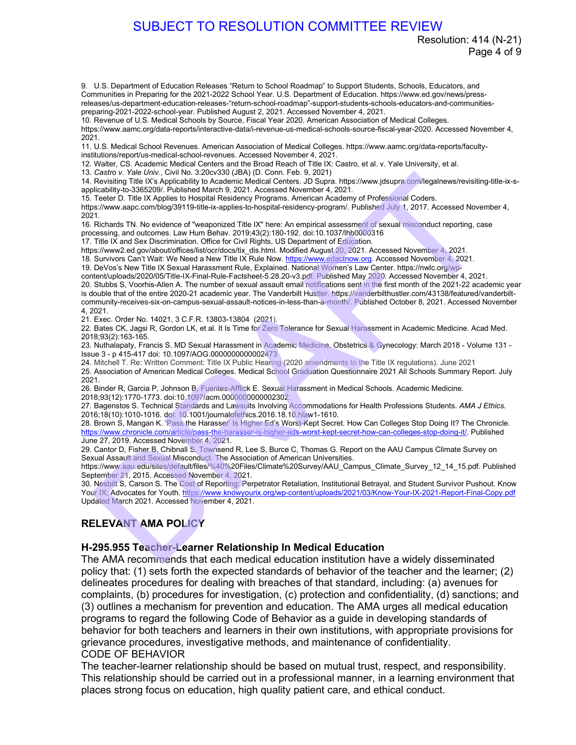9. U.S. Department of Education Releases "Return to School Roadmap" to Support Students, Schools, Educators, and Communities in Preparing for the 2021-2022 School Year. U.S. Department of Education. https://www.ed.gov/news/press-releases/us-department-education-releases-"return-school-roadmap"-support-students-schools-educators-and-communities-preparing-2021-2022-school-year. Published August 2, 2021. Accessed November 4, 2021.
10. Revenue of U.S. Medical Schools by Source, Fiscal Year 2020. American Association of Medical Colleges. https://www.aamc.org/data-reports/interactive-data/i-revenue-us-medical-schools-source-fiscal-year-2020. Accessed November 4, 2021.
11. U.S. Medical School Revenues. American Association of Medical Colleges. https://www.aamc.org/data-reports/faculty-institutions/report/us-medical-school-revenues. Accessed November 4, 2021.
12. Walter, CS. Academic Medical Centers and the Broad Reach of Title IX: Castro, et al. v. Yale University, et al.
13. *Castro v. Yale Univ.*, Civil No. 3:20cv330 (JBA) (D. Conn. Feb. 9, 2021)
14. Revisiting Title IX's Applicability to Academic Medical Centers. JD Supra. https://www.jdsupra.com/legalnews/revisiting-title-ix-s-applicability-to-3365209/. Published March 9, 2021. Accessed November 4, 2021.
15. Teeter D. Title IX Applies to Hospital Residency Programs. American Academy of Professional Coders. https://www.aapc.com/blog/39119-title-ix-applies-to-hospital-residency-program/. Published July 1, 2017. Accessed November 4, 2021.
16. Richards TN. No evidence of "weaponized Title IX" here: An empirical assessment of sexual misconduct reporting, case processing, and outcomes. Law Hum Behav. 2019;43(2):180-192. doi:10.1037/lhb0000316
17. Title IX and Sex Discrimination. Office for Civil Rights, US Department of Education. https://www2.ed.gov/about/offices/list/ocr/docs/tix_dis.html. Modified August 20, 2021. Accessed November 4, 2021.
18. Survivors Can't Wait: We Need a New Title IX Rule Now. https://www.edactnow.org. Accessed November 4, 2021.
19. DeVos's New Title IX Sexual Harassment Rule, Explained. National Women's Law Center. https://nwlc.org/wp-content/uploads/2020/05/Title-IX-Final-Rule-Factsheet-5.28.20-v3.pdf. Published May 2020. Accessed November 4, 2021.
20. Stubbs S, Voorhis-Allen A. The number of sexual assault email notifications sent in the first month of the 2021-22 academic year is double that of the entire 2020-21 academic year. The Vanderbilt Hustler. https://vanderbilthustler.com/43138/featured/vanderbilt-community-receives-six-on-campus-sexual-assault-notices-in-less-than-a-month/. Published October 8, 2021. Accessed November 4, 2021.
21. Exec. Order No. 14021, 3 C.F.R. 13803-13804 (2021).
22. Bates CK, Jagsi R, Gordon LK, et al. It Is Time for Zero Tolerance for Sexual Harassment in Academic Medicine. Acad Med. 2018;93(2):163-165.
23. Nuthalapaty, Francis S. MD Sexual Harassment in Academic Medicine, Obstetrics & Gynecology: March 2018 - Volume 131 - Issue 3 - p 415-417 doi: 10.1097/AOG.0000000000002473
24. Mitchell T. Re: Written Comment: Title IX Public Hearing (2020 amendments to the Title IX regulations). June 2021
25. Association of American Medical Colleges. Medical School Graduation Questionnaire 2021 All Schools Summary Report. July 2021.
26. Binder R, Garcia P, Johnson B, Fuentes-Afflick E. Sexual Harassment in Medical Schools. Academic Medicine. 2018;93(12):1770-1773. doi:10.1097/acm.0000000000002302.
27. Bagenstos S. Technical Standards and Lawsuits Involving Accommodations for Health Professions Students. *AMA J Ethics.* 2016;18(10):1010-1016. doi: 10.1001/journalofethics.2016.18.10.hlaw1-1610.
28. Brown S, Mangan K. 'Pass the Harasser' Is Higher Ed's Worst-Kept Secret. How Can Colleges Stop Doing It? The Chronicle. https://www.chronicle.com/article/pass-the-harasser-is-higher-eds-worst-kept-secret-how-can-colleges-stop-doing-it/. Published June 27, 2019. Accessed November 4, 2021.
29. Cantor D, Fisher B, Chibnall S, Townsend R, Lee S, Burce C, Thomas G. Report on the AAU Campus Climate Survey on Sexual Assault and Sexual Misconduct. The Association of American Universities. https://www.aau.edu/sites/default/files/%40%20Files/Climate%20Survey/AAU_Campus_Climate_Survey_12_14_15.pdf. Published September 21, 2015. Accessed November 4, 2021.
30. Nesbitt S, Carson S. The Cost of Reporting: Perpetrator Retaliation, Institutional Betrayal, and Student Survivor Pushout. Know Your IX; Advocates for Youth. https://www.knowyourix.org/wp-content/uploads/2021/03/Know-Your-IX-2021-Report-Final-Copy.pdf Updated March 2021. Accessed November 4, 2021.

## RELEVANT AMA POLICY

### H-295.955 Teacher-Learner Relationship In Medical Education

The AMA recommends that each medical education institution have a widely disseminated policy that: (1) sets forth the expected standards of behavior of the teacher and the learner; (2) delineates procedures for dealing with breaches of that standard, including: (a) avenues for complaints, (b) procedures for investigation, (c) protection and confidentiality, (d) sanctions; and (3) outlines a mechanism for prevention and education. The AMA urges all medical education programs to regard the following Code of Behavior as a guide in developing standards of behavior for both teachers and learners in their own institutions, with appropriate provisions for grievance procedures, investigative methods, and maintenance of confidentiality.

CODE OF BEHAVIOR

The teacher-learner relationship should be based on mutual trust, respect, and responsibility. This relationship should be carried out in a professional manner, in a learning environment that places strong focus on education, high quality patient care, and ethical conduct.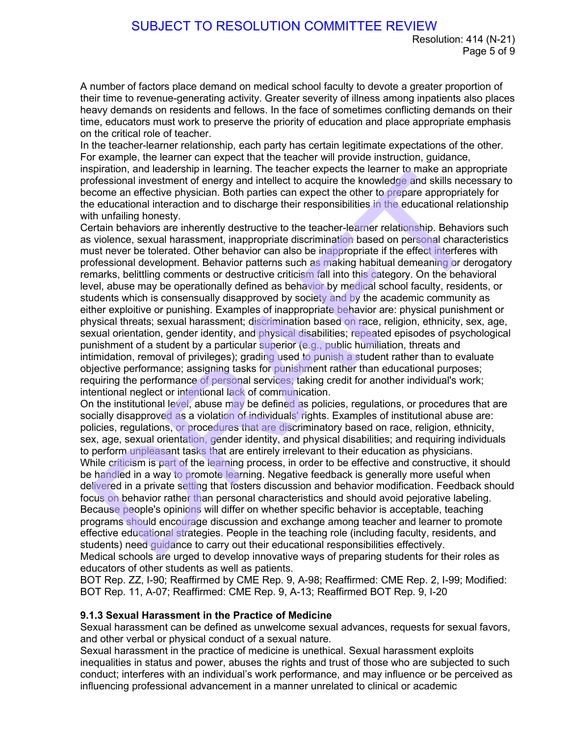A number of factors place demand on medical school faculty to devote a greater proportion of their time to revenue-generating activity. Greater severity of illness among inpatients also places heavy demands on residents and fellows. In the face of sometimes conflicting demands on their time, educators must work to preserve the priority of education and place appropriate emphasis on the critical role of teacher.

In the teacher-learner relationship, each party has certain legitimate expectations of the other. For example, the learner can expect that the teacher will provide instruction, guidance, inspiration, and leadership in learning. The teacher expects the learner to make an appropriate professional investment of energy and intellect to acquire the knowledge and skills necessary to become an effective physician. Both parties can expect the other to prepare appropriately for the educational interaction and to discharge their responsibilities in the educational relationship with unfailing honesty.

Certain behaviors are inherently destructive to the teacher-learner relationship. Behaviors such as violence, sexual harassment, inappropriate discrimination based on personal characteristics must never be tolerated. Other behavior can also be inappropriate if the effect interferes with professional development. Behavior patterns such as making habitual demeaning or derogatory remarks, belittling comments or destructive criticism fall into this category. On the behavioral level, abuse may be operationally defined as behavior by medical school faculty, residents, or students which is consensually disapproved by society and by the academic community as either exploitive or punishing. Examples of inappropriate behavior are: physical punishment or physical threats; sexual harassment; discrimination based on race, religion, ethnicity, sex, age, sexual orientation, gender identity, and physical disabilities; repeated episodes of psychological punishment of a student by a particular superior (e.g., public humiliation, threats and intimidation, removal of privileges); grading used to punish a student rather than to evaluate objective performance; assigning tasks for punishment rather than educational purposes; requiring the performance of personal services; taking credit for another individual's work; intentional neglect or intentional lack of communication.

On the institutional level, abuse may be defined as policies, regulations, or procedures that are socially disapproved as a violation of individuals' rights. Examples of institutional abuse are: policies, regulations, or procedures that are discriminatory based on race, religion, ethnicity, sex, age, sexual orientation, gender identity, and physical disabilities; and requiring individuals to perform unpleasant tasks that are entirely irrelevant to their education as physicians.

While criticism is part of the learning process, in order to be effective and constructive, it should be handled in a way to promote learning. Negative feedback is generally more useful when delivered in a private setting that fosters discussion and behavior modification. Feedback should focus on behavior rather than personal characteristics and should avoid pejorative labeling.

Because people's opinions will differ on whether specific behavior is acceptable, teaching programs should encourage discussion and exchange among teacher and learner to promote effective educational strategies. People in the teaching role (including faculty, residents, and students) need guidance to carry out their educational responsibilities effectively.

Medical schools are urged to develop innovative ways of preparing students for their roles as educators of other students as well as patients.

BOT Rep. ZZ, I-90; Reaffirmed by CME Rep. 9, A-98; Reaffirmed: CME Rep. 2, I-99; Modified: BOT Rep. 11, A-07; Reaffirmed: CME Rep. 9, A-13; Reaffirmed BOT Rep. 9, I-20

**9.1.3 Sexual Harassment in the Practice of Medicine**

Sexual harassment can be defined as unwelcome sexual advances, requests for sexual favors, and other verbal or physical conduct of a sexual nature.

Sexual harassment in the practice of medicine is unethical. Sexual harassment exploits inequalities in status and power, abuses the rights and trust of those who are subjected to such conduct; interferes with an individual's work performance, and may influence or be perceived as influencing professional advancement in a manner unrelated to clinical or academic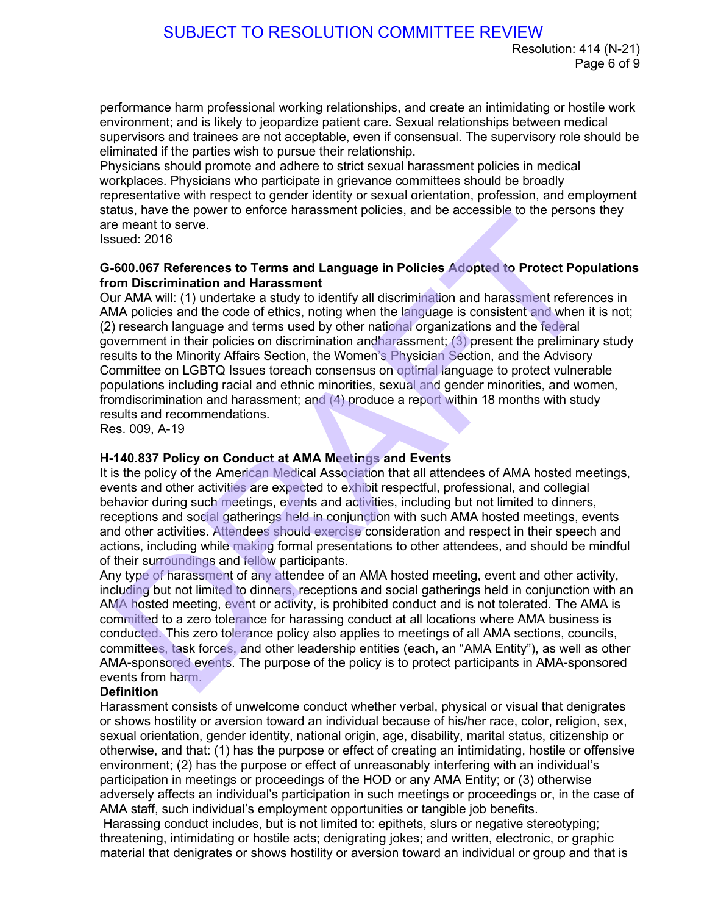performance harm professional working relationships, and create an intimidating or hostile work environment; and is likely to jeopardize patient care. Sexual relationships between medical supervisors and trainees are not acceptable, even if consensual. The supervisory role should be eliminated if the parties wish to pursue their relationship.

Physicians should promote and adhere to strict sexual harassment policies in medical workplaces. Physicians who participate in grievance committees should be broadly representative with respect to gender identity or sexual orientation, profession, and employment status, have the power to enforce harassment policies, and be accessible to the persons they are meant to serve.

Issued: 2016

**G-600.067 References to Terms and Language in Policies Adopted to Protect Populations from Discrimination and Harassment**

Our AMA will: (1) undertake a study to identify all discrimination and harassment references in AMA policies and the code of ethics, noting when the language is consistent and when it is not; (2) research language and terms used by other national organizations and the federal government in their policies on discrimination andharassment; (3) present the preliminary study results to the Minority Affairs Section, the Women's Physician Section, and the Advisory Committee on LGBTQ Issues toreach consensus on optimal language to protect vulnerable populations including racial and ethnic minorities, sexual and gender minorities, and women, fromdiscrimination and harassment; and (4) produce a report within 18 months with study results and recommendations.

Res. 009, A-19

**H-140.837 Policy on Conduct at AMA Meetings and Events**

It is the policy of the American Medical Association that all attendees of AMA hosted meetings, events and other activities are expected to exhibit respectful, professional, and collegial behavior during such meetings, events and activities, including but not limited to dinners, receptions and social gatherings held in conjunction with such AMA hosted meetings, events and other activities. Attendees should exercise consideration and respect in their speech and actions, including while making formal presentations to other attendees, and should be mindful of their surroundings and fellow participants.

Any type of harassment of any attendee of an AMA hosted meeting, event and other activity, including but not limited to dinners, receptions and social gatherings held in conjunction with an AMA hosted meeting, event or activity, is prohibited conduct and is not tolerated. The AMA is committed to a zero tolerance for harassing conduct at all locations where AMA business is conducted. This zero tolerance policy also applies to meetings of all AMA sections, councils, committees, task forces, and other leadership entities (each, an "AMA Entity"), as well as other AMA-sponsored events. The purpose of the policy is to protect participants in AMA-sponsored events from harm.

**Definition**

Harassment consists of unwelcome conduct whether verbal, physical or visual that denigrates or shows hostility or aversion toward an individual because of his/her race, color, religion, sex, sexual orientation, gender identity, national origin, age, disability, marital status, citizenship or otherwise, and that: (1) has the purpose or effect of creating an intimidating, hostile or offensive environment; (2) has the purpose or effect of unreasonably interfering with an individual's participation in meetings or proceedings of the HOD or any AMA Entity; or (3) otherwise adversely affects an individual's participation in such meetings or proceedings or, in the case of AMA staff, such individual's employment opportunities or tangible job benefits.

Harassing conduct includes, but is not limited to: epithets, slurs or negative stereotyping; threatening, intimidating or hostile acts; denigrating jokes; and written, electronic, or graphic material that denigrates or shows hostility or aversion toward an individual or group and that is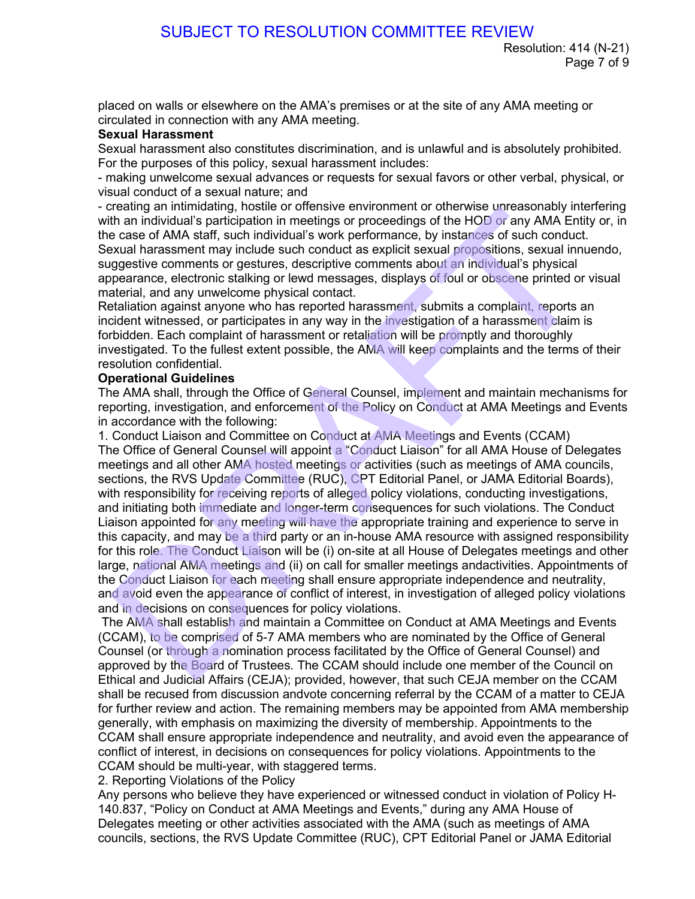placed on walls or elsewhere on the AMA's premises or at the site of any AMA meeting or circulated in connection with any AMA meeting.

**Sexual Harassment**

Sexual harassment also constitutes discrimination, and is unlawful and is absolutely prohibited. For the purposes of this policy, sexual harassment includes:

- making unwelcome sexual advances or requests for sexual favors or other verbal, physical, or visual conduct of a sexual nature; and
- creating an intimidating, hostile or offensive environment or otherwise unreasonably interfering with an individual's participation in meetings or proceedings of the HOD or any AMA Entity or, in the case of AMA staff, such individual's work performance, by instances of such conduct.

Sexual harassment may include such conduct as explicit sexual propositions, sexual innuendo, suggestive comments or gestures, descriptive comments about an individual's physical appearance, electronic stalking or lewd messages, displays of foul or obscene printed or visual material, and any unwelcome physical contact.

Retaliation against anyone who has reported harassment, submits a complaint, reports an incident witnessed, or participates in any way in the investigation of a harassment claim is forbidden. Each complaint of harassment or retaliation will be promptly and thoroughly investigated. To the fullest extent possible, the AMA will keep complaints and the terms of their resolution confidential.

**Operational Guidelines**

The AMA shall, through the Office of General Counsel, implement and maintain mechanisms for reporting, investigation, and enforcement of the Policy on Conduct at AMA Meetings and Events in accordance with the following:

1. Conduct Liaison and Committee on Conduct at AMA Meetings and Events (CCAM)

The Office of General Counsel will appoint a "Conduct Liaison" for all AMA House of Delegates meetings and all other AMA hosted meetings or activities (such as meetings of AMA councils, sections, the RVS Update Committee (RUC), CPT Editorial Panel, or JAMA Editorial Boards), with responsibility for receiving reports of alleged policy violations, conducting investigations, and initiating both immediate and longer-term consequences for such violations. The Conduct Liaison appointed for any meeting will have the appropriate training and experience to serve in this capacity, and may be a third party or an in-house AMA resource with assigned responsibility for this role. The Conduct Liaison will be (i) on-site at all House of Delegates meetings and other large, national AMA meetings and (ii) on call for smaller meetings andactivities. Appointments of the Conduct Liaison for each meeting shall ensure appropriate independence and neutrality, and avoid even the appearance of conflict of interest, in investigation of alleged policy violations and in decisions on consequences for policy violations.

The AMA shall establish and maintain a Committee on Conduct at AMA Meetings and Events (CCAM), to be comprised of 5-7 AMA members who are nominated by the Office of General Counsel (or through a nomination process facilitated by the Office of General Counsel) and approved by the Board of Trustees. The CCAM should include one member of the Council on Ethical and Judicial Affairs (CEJA); provided, however, that such CEJA member on the CCAM shall be recused from discussion andvote concerning referral by the CCAM of a matter to CEJA for further review and action. The remaining members may be appointed from AMA membership generally, with emphasis on maximizing the diversity of membership. Appointments to the CCAM shall ensure appropriate independence and neutrality, and avoid even the appearance of conflict of interest, in decisions on consequences for policy violations. Appointments to the CCAM should be multi-year, with staggered terms.

2. Reporting Violations of the Policy

Any persons who believe they have experienced or witnessed conduct in violation of Policy H-140.837, "Policy on Conduct at AMA Meetings and Events," during any AMA House of Delegates meeting or other activities associated with the AMA (such as meetings of AMA councils, sections, the RVS Update Committee (RUC), CPT Editorial Panel or JAMA Editorial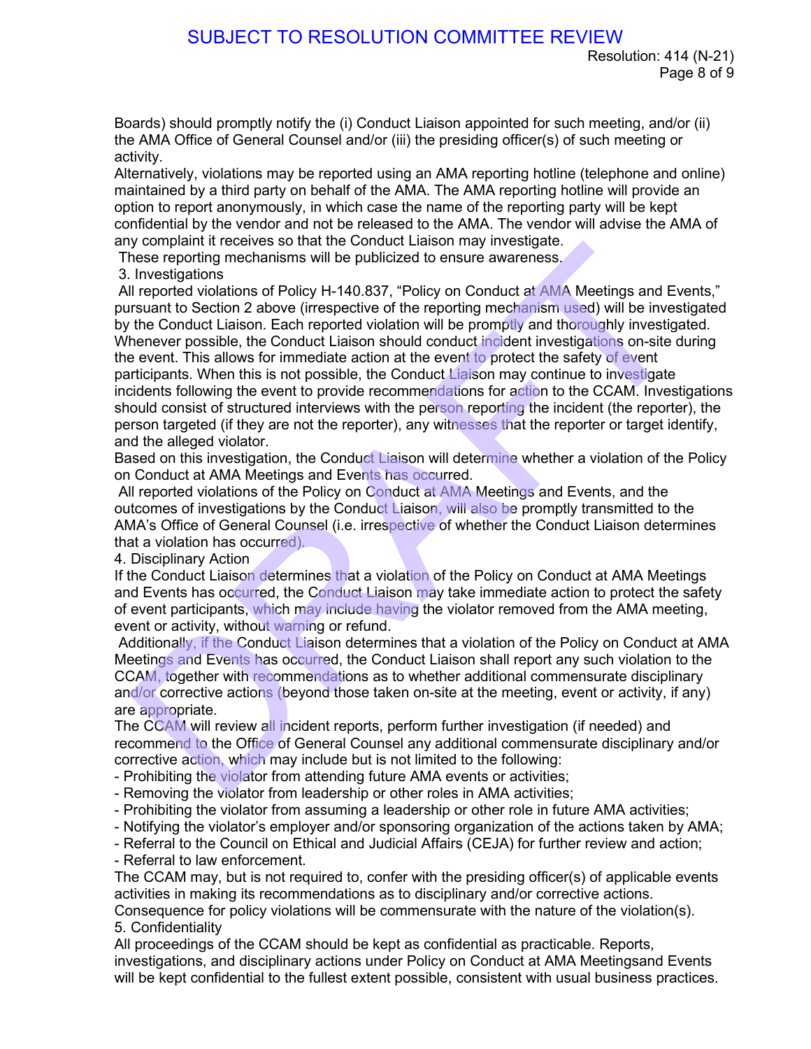Boards) should promptly notify the (i) Conduct Liaison appointed for such meeting, and/or (ii) the AMA Office of General Counsel and/or (iii) the presiding officer(s) of such meeting or activity.

Alternatively, violations may be reported using an AMA reporting hotline (telephone and online) maintained by a third party on behalf of the AMA. The AMA reporting hotline will provide an option to report anonymously, in which case the name of the reporting party will be kept confidential by the vendor and not be released to the AMA. The vendor will advise the AMA of any complaint it receives so that the Conduct Liaison may investigate.

These reporting mechanisms will be publicized to ensure awareness.

3. Investigations

All reported violations of Policy H-140.837, "Policy on Conduct at AMA Meetings and Events," pursuant to Section 2 above (irrespective of the reporting mechanism used) will be investigated by the Conduct Liaison. Each reported violation will be promptly and thoroughly investigated. Whenever possible, the Conduct Liaison should conduct incident investigations on-site during the event. This allows for immediate action at the event to protect the safety of event participants. When this is not possible, the Conduct Liaison may continue to investigate incidents following the event to provide recommendations for action to the CCAM. Investigations should consist of structured interviews with the person reporting the incident (the reporter), the person targeted (if they are not the reporter), any witnesses that the reporter or target identify, and the alleged violator.

Based on this investigation, the Conduct Liaison will determine whether a violation of the Policy on Conduct at AMA Meetings and Events has occurred.

All reported violations of the Policy on Conduct at AMA Meetings and Events, and the outcomes of investigations by the Conduct Liaison, will also be promptly transmitted to the AMA's Office of General Counsel (i.e. irrespective of whether the Conduct Liaison determines that a violation has occurred).

4. Disciplinary Action

If the Conduct Liaison determines that a violation of the Policy on Conduct at AMA Meetings and Events has occurred, the Conduct Liaison may take immediate action to protect the safety of event participants, which may include having the violator removed from the AMA meeting, event or activity, without warning or refund.

Additionally, if the Conduct Liaison determines that a violation of the Policy on Conduct at AMA Meetings and Events has occurred, the Conduct Liaison shall report any such violation to the CCAM, together with recommendations as to whether additional commensurate disciplinary and/or corrective actions (beyond those taken on-site at the meeting, event or activity, if any) are appropriate.

The CCAM will review all incident reports, perform further investigation (if needed) and recommend to the Office of General Counsel any additional commensurate disciplinary and/or corrective action, which may include but is not limited to the following:

- Prohibiting the violator from attending future AMA events or activities;
- Removing the violator from leadership or other roles in AMA activities;
- Prohibiting the violator from assuming a leadership or other role in future AMA activities;
- Notifying the violator's employer and/or sponsoring organization of the actions taken by AMA;
- Referral to the Council on Ethical and Judicial Affairs (CEJA) for further review and action;
- Referral to law enforcement.

The CCAM may, but is not required to, confer with the presiding officer(s) of applicable events activities in making its recommendations as to disciplinary and/or corrective actions.

Consequence for policy violations will be commensurate with the nature of the violation(s).

5. Confidentiality

All proceedings of the CCAM should be kept as confidential as practicable. Reports, investigations, and disciplinary actions under Policy on Conduct at AMA Meetingsand Events will be kept confidential to the fullest extent possible, consistent with usual business practices.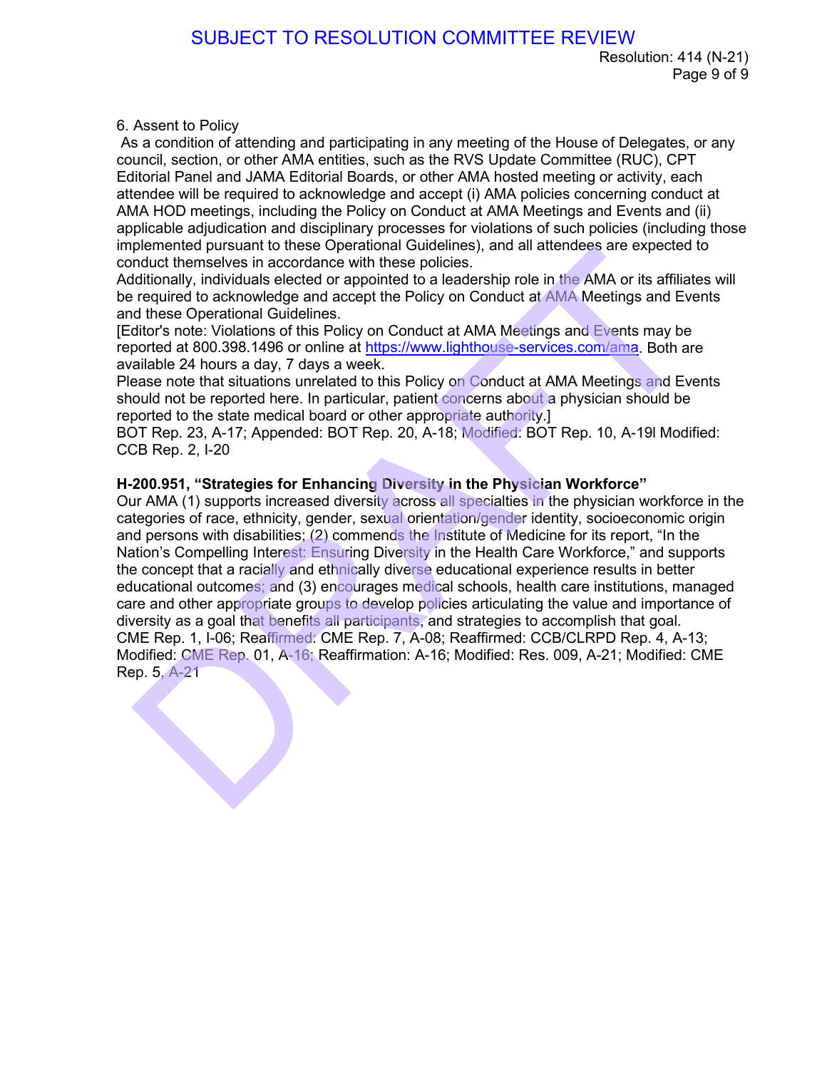6. Assent to Policy

As a condition of attending and participating in any meeting of the House of Delegates, or any council, section, or other AMA entities, such as the RVS Update Committee (RUC), CPT Editorial Panel and JAMA Editorial Boards, or other AMA hosted meeting or activity, each attendee will be required to acknowledge and accept (i) AMA policies concerning conduct at AMA HOD meetings, including the Policy on Conduct at AMA Meetings and Events and (ii) applicable adjudication and disciplinary processes for violations of such policies (including those implemented pursuant to these Operational Guidelines), and all attendees are expected to conduct themselves in accordance with these policies.

Additionally, individuals elected or appointed to a leadership role in the AMA or its affiliates will be required to acknowledge and accept the Policy on Conduct at AMA Meetings and Events and these Operational Guidelines.

[Editor's note: Violations of this Policy on Conduct at AMA Meetings and Events may be reported at 800.398.1496 or online at https://www.lighthouse-services.com/ama. Both are available 24 hours a day, 7 days a week.

Please note that situations unrelated to this Policy on Conduct at AMA Meetings and Events should not be reported here. In particular, patient concerns about a physician should be reported to the state medical board or other appropriate authority.]

BOT Rep. 23, A-17; Appended: BOT Rep. 20, A-18; Modified: BOT Rep. 10, A-19l Modified: CCB Rep. 2, I-20

**H-200.951, "Strategies for Enhancing Diversity in the Physician Workforce"**

Our AMA (1) supports increased diversity across all specialties in the physician workforce in the categories of race, ethnicity, gender, sexual orientation/gender identity, socioeconomic origin and persons with disabilities; (2) commends the Institute of Medicine for its report, "In the Nation's Compelling Interest: Ensuring Diversity in the Health Care Workforce," and supports the concept that a racially and ethnically diverse educational experience results in better educational outcomes; and (3) encourages medical schools, health care institutions, managed care and other appropriate groups to develop policies articulating the value and importance of diversity as a goal that benefits all participants, and strategies to accomplish that goal.

CME Rep. 1, I-06; Reaffirmed: CME Rep. 7, A-08; Reaffirmed: CCB/CLRPD Rep. 4, A-13; Modified: CME Rep. 01, A-16; Reaffirmation: A-16; Modified: Res. 009, A-21; Modified: CME Rep. 5, A-21